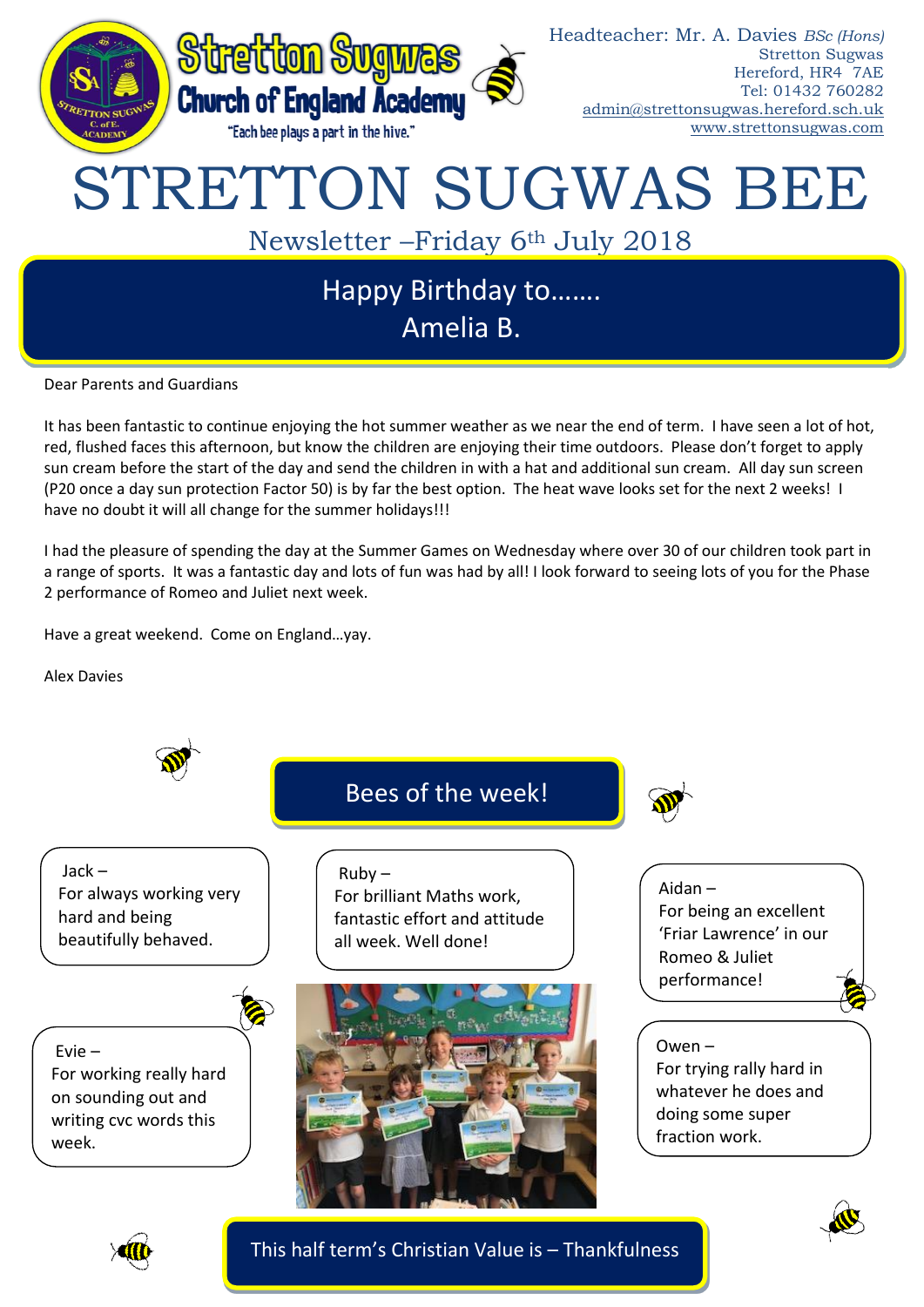Headteacher: Mr. A. Davies *BSc (Hons)*
Stretton Sugwas
Hereford, HR4 7AE
Tel: 01432 760282
admin@strettonsugwas.hereford.sch.uk
www.strettonsugwas.com

**Stretton Sugwas Church of England Academy**
"Each bee plays a part in the hive."

# STRETTON SUGWAS BEE

## Newsletter –Friday 6th July 2018

## Happy Birthday to……. Amelia B.

Dear Parents and Guardians

It has been fantastic to continue enjoying the hot summer weather as we near the end of term. I have seen a lot of hot, red, flushed faces this afternoon, but know the children are enjoying their time outdoors. Please don't forget to apply sun cream before the start of the day and send the children in with a hat and additional sun cream. All day sun screen (P20 once a day sun protection Factor 50) is by far the best option. The heat wave looks set for the next 2 weeks! I have no doubt it will all change for the summer holidays!!!

I had the pleasure of spending the day at the Summer Games on Wednesday where over 30 of our children took part in a range of sports. It was a fantastic day and lots of fun was had by all! I look forward to seeing lots of you for the Phase 2 performance of Romeo and Juliet next week.

Have a great weekend. Come on England…yay.

Alex Davies

## Bees of the week!

**Jack –**
For always working very hard and being beautifully behaved.

**Ruby –**
For brilliant Maths work, fantastic effort and attitude all week. Well done!

**Aidan –**
For being an excellent 'Friar Lawrence' in our Romeo & Juliet performance!

**Evie –**
For working really hard on sounding out and writing cvc words this week.

**Owen –**
For trying rally hard in whatever he does and doing some super fraction work.

## This half term's Christian Value is – Thankfulness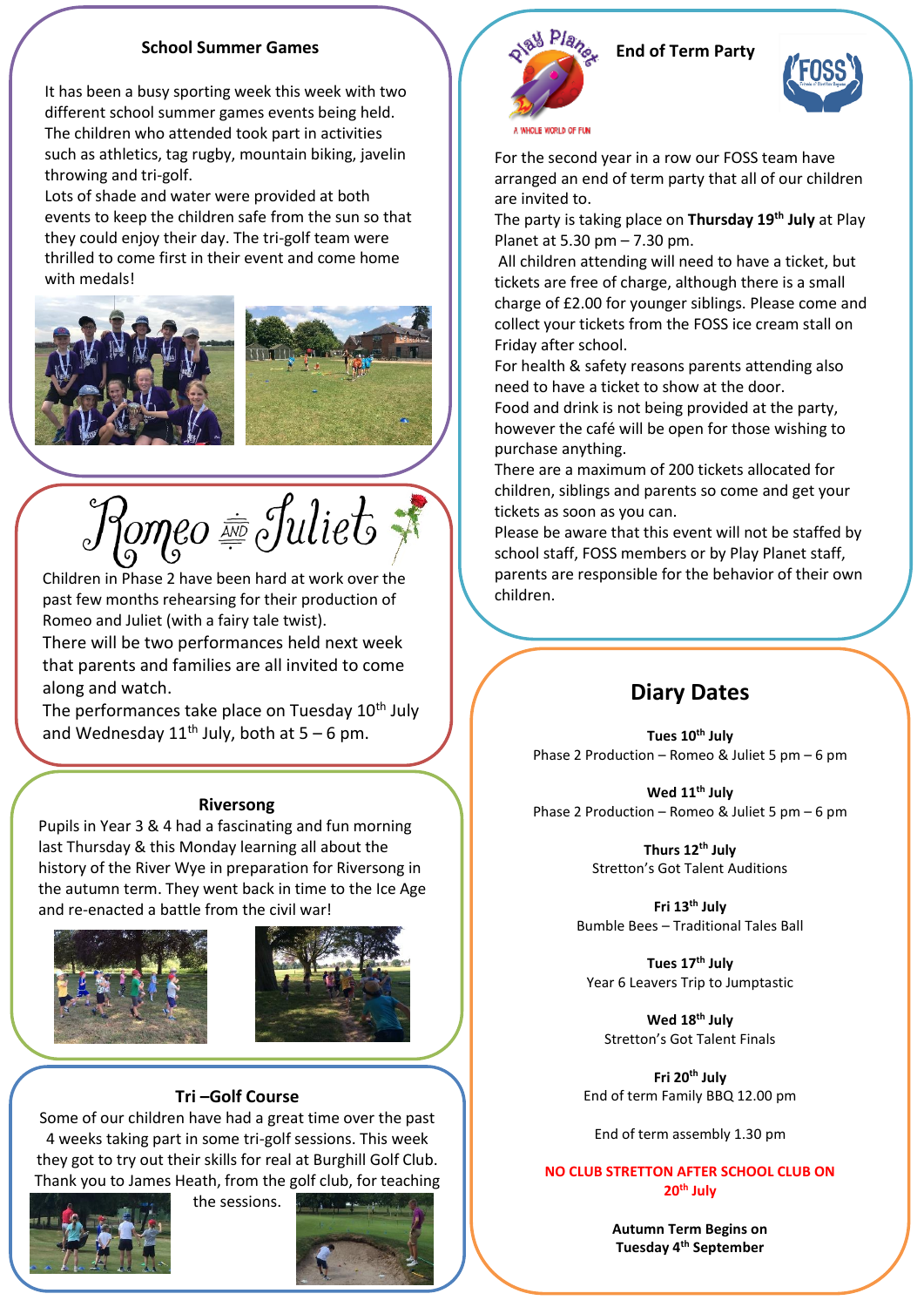## School Summer Games

It has been a busy sporting week this week with two different school summer games events being held. The children who attended took part in activities such as athletics, tag rugby, mountain biking, javelin throwing and tri-golf.
Lots of shade and water were provided at both events to keep the children safe from the sun so that they could enjoy their day. The tri-golf team were thrilled to come first in their event and come home with medals!

## End of Term Party

For the second year in a row our FOSS team have arranged an end of term party that all of our children are invited to.
The party is taking place on **Thursday 19th July** at Play Planet at 5.30 pm – 7.30 pm.
All children attending will need to have a ticket, but tickets are free of charge, although there is a small charge of £2.00 for younger siblings. Please come and collect your tickets from the FOSS ice cream stall on Friday after school.
For health & safety reasons parents attending also need to have a ticket to show at the door.
Food and drink is not being provided at the party, however the café will be open for those wishing to purchase anything.
There are a maximum of 200 tickets allocated for children, siblings and parents so come and get your tickets as soon as you can.
Please be aware that this event will not be staffed by school staff, FOSS members or by Play Planet staff, parents are responsible for the behavior of their own children.

## Romeo and Juliet

Children in Phase 2 have been hard at work over the past few months rehearsing for their production of Romeo and Juliet (with a fairy tale twist).
There will be two performances held next week that parents and families are all invited to come along and watch.
The performances take place on Tuesday 10th July and Wednesday 11th July, both at 5 – 6 pm.

## Riversong

Pupils in Year 3 & 4 had a fascinating and fun morning last Thursday & this Monday learning all about the history of the River Wye in preparation for Riversong in the autumn term. They went back in time to the Ice Age and re-enacted a battle from the civil war!

## Tri –Golf Course

Some of our children have had a great time over the past 4 weeks taking part in some tri-golf sessions. This week they got to try out their skills for real at Burghill Golf Club. Thank you to James Heath, from the golf club, for teaching the sessions.

## Diary Dates

**Tues 10th July**
Phase 2 Production – Romeo & Juliet 5 pm – 6 pm

**Wed 11th July**
Phase 2 Production – Romeo & Juliet 5 pm – 6 pm

**Thurs 12th July**
Stretton's Got Talent Auditions

**Fri 13th July**
Bumble Bees – Traditional Tales Ball

**Tues 17th July**
Year 6 Leavers Trip to Jumptastic

**Wed 18th July**
Stretton's Got Talent Finals

**Fri 20th July**
End of term Family BBQ 12.00 pm

End of term assembly 1.30 pm

**NO CLUB STRETTON AFTER SCHOOL CLUB ON 20th July**

**Autumn Term Begins on Tuesday 4th September**